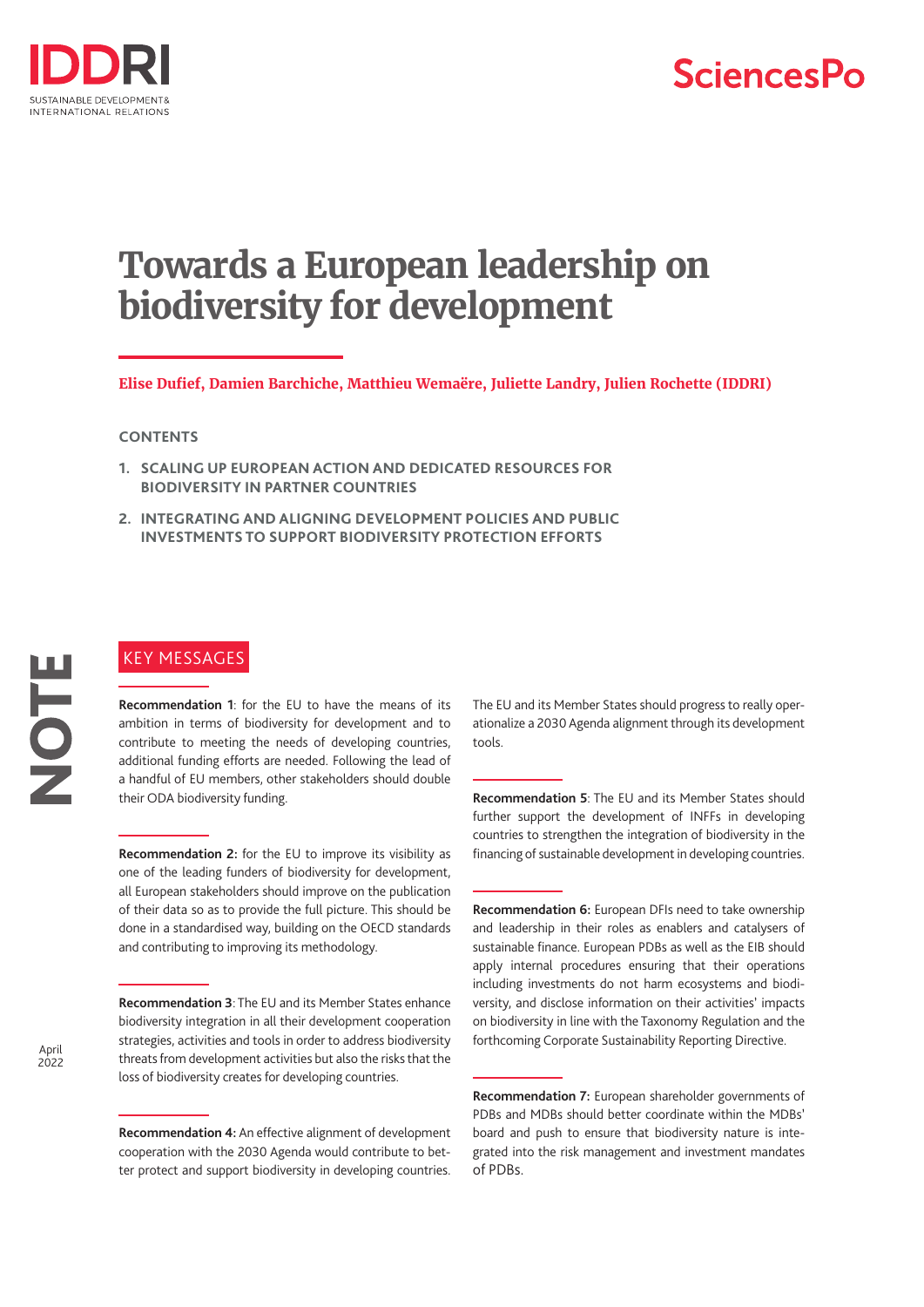# Towards a European leadership on biodiversity for development

**Elise Dufief, Damien Barchiche, Matthieu Wemaëre, Juliette Landry, Julien Rochette (IDDRI)**

**CONTENTS**

1. **SCALING UP EUROPEAN ACTION AND DEDICATED RESOURCES FOR BIODIVERSITY IN PARTNER COUNTRIES**
2. **INTEGRATING AND ALIGNING DEVELOPMENT POLICIES AND PUBLIC INVESTMENTS TO SUPPORT BIODIVERSITY PROTECTION EFFORTS**

NOTE

April 2022

## KEY MESSAGES

**Recommendation 1**: for the EU to have the means of its ambition in terms of biodiversity for development and to contribute to meeting the needs of developing countries, additional funding efforts are needed. Following the lead of a handful of EU members, other stakeholders should double their ODA biodiversity funding.

**Recommendation 2:** for the EU to improve its visibility as one of the leading funders of biodiversity for development, all European stakeholders should improve on the publication of their data so as to provide the full picture. This should be done in a standardised way, building on the OECD standards and contributing to improving its methodology.

**Recommendation 3**: The EU and its Member States enhance biodiversity integration in all their development cooperation strategies, activities and tools in order to address biodiversity threats from development activities but also the risks that the loss of biodiversity creates for developing countries.

**Recommendation 4:** An effective alignment of development cooperation with the 2030 Agenda would contribute to better protect and support biodiversity in developing countries. The EU and its Member States should progress to really operationalize a 2030 Agenda alignment through its development tools.

**Recommendation 5**: The EU and its Member States should further support the development of INFFs in developing countries to strengthen the integration of biodiversity in the financing of sustainable development in developing countries.

**Recommendation 6:** European DFIs need to take ownership and leadership in their roles as enablers and catalysers of sustainable finance. European PDBs as well as the EIB should apply internal procedures ensuring that their operations including investments do not harm ecosystems and biodiversity, and disclose information on their activities' impacts on biodiversity in line with the Taxonomy Regulation and the forthcoming Corporate Sustainability Reporting Directive.

**Recommendation 7:** European shareholder governments of PDBs and MDBs should better coordinate within the MDBs' board and push to ensure that biodiversity nature is integrated into the risk management and investment mandates of PDBs.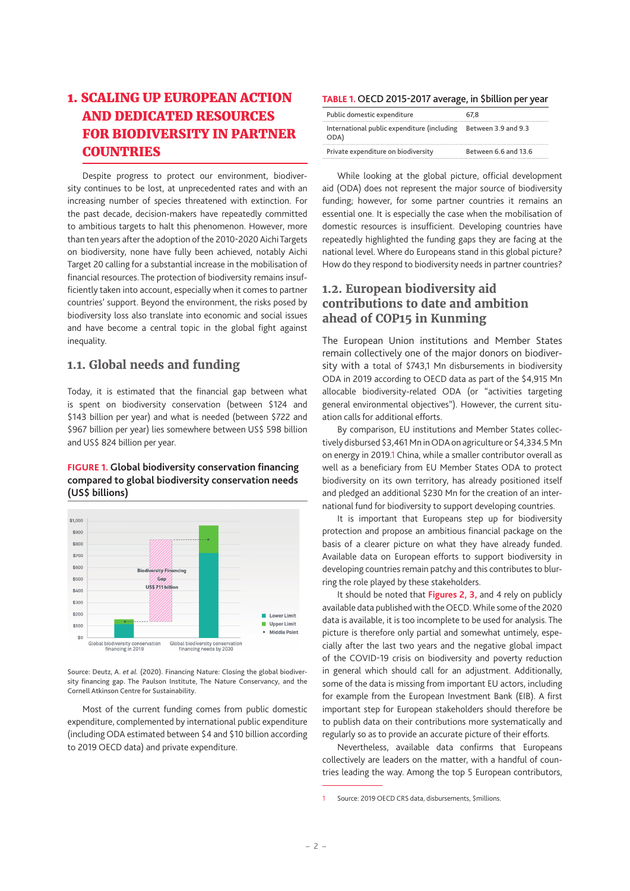# 1. SCALING UP EUROPEAN ACTION AND DEDICATED RESOURCES FOR BIODIVERSITY IN PARTNER COUNTRIES

Despite progress to protect our environment, biodiversity continues to be lost, at unprecedented rates and with an increasing number of species threatened with extinction. For the past decade, decision-makers have repeatedly committed to ambitious targets to halt this phenomenon. However, more than ten years after the adoption of the 2010-2020 Aichi Targets on biodiversity, none have fully been achieved, notably Aichi Target 20 calling for a substantial increase in the mobilisation of financial resources. The protection of biodiversity remains insufficiently taken into account, especially when it comes to partner countries' support. Beyond the environment, the risks posed by biodiversity loss also translate into economic and social issues and have become a central topic in the global fight against inequality.

## 1.1. Global needs and funding

Today, it is estimated that the financial gap between what is spent on biodiversity conservation (between $124 and $143 billion per year) and what is needed (between $722 and $967 billion per year) lies somewhere between US$ 598 billion and US$ 824 billion per year.

**FIGURE 1. Global biodiversity conservation financing compared to global biodiversity conservation needs (US$ billions)**

Source: Deutz, A. *et al.* (2020). Financing Nature: Closing the global biodiversity financing gap. The Paulson Institute, The Nature Conservancy, and the Cornell Atkinson Centre for Sustainability.

Most of the current funding comes from public domestic expenditure, complemented by international public expenditure (including ODA estimated between $4 and $10 billion according to 2019 OECD data) and private expenditure.

**TABLE 1. OECD 2015-2017 average, in $billion per year**

| | |
|---|---|
| Public domestic expenditure | 67,8 |
| International public expenditure (including ODA) | Between 3.9 and 9.3 |
| Private expenditure on biodiversity | Between 6.6 and 13.6 |

While looking at the global picture, official development aid (ODA) does not represent the major source of biodiversity funding; however, for some partner countries it remains an essential one. It is especially the case when the mobilisation of domestic resources is insufficient. Developing countries have repeatedly highlighted the funding gaps they are facing at the national level. Where do Europeans stand in this global picture? How do they respond to biodiversity needs in partner countries?

## 1.2. European biodiversity aid contributions to date and ambition ahead of COP15 in Kunming

The European Union institutions and Member States remain collectively one of the major donors on biodiversity with a total of $743,1 Mn disbursements in biodiversity ODA in 2019 according to OECD data as part of the $4,915 Mn allocable biodiversity-related ODA (or "activities targeting general environmental objectives"). However, the current situation calls for additional efforts.

By comparison, EU institutions and Member States collectively disbursed $3,461 Mn in ODA on agriculture or $4,334.5 Mn on energy in 2019.[1] China, while a smaller contributor overall as well as a beneficiary from EU Member States ODA to protect biodiversity on its own territory, has already positioned itself and pledged an additional $230 Mn for the creation of an international fund for biodiversity to support developing countries.

It is important that Europeans step up for biodiversity protection and propose an ambitious financial package on the basis of a clearer picture on what they have already funded. Available data on European efforts to support biodiversity in developing countries remain patchy and this contributes to blurring the role played by these stakeholders.

It should be noted that Figures 2, 3, and 4 rely on publicly available data published with the OECD. While some of the 2020 data is available, it is too incomplete to be used for analysis. The picture is therefore only partial and somewhat untimely, especially after the last two years and the negative global impact of the COVID-19 crisis on biodiversity and poverty reduction in general which should call for an adjustment. Additionally, some of the data is missing from important EU actors, including for example from the European Investment Bank (EIB). A first important step for European stakeholders should therefore be to publish data on their contributions more systematically and regularly so as to provide an accurate picture of their efforts.

Nevertheless, available data confirms that Europeans collectively are leaders on the matter, with a handful of countries leading the way. Among the top 5 European contributors,

---

[1] Source: 2019 OECD CRS data, disbursements, $millions.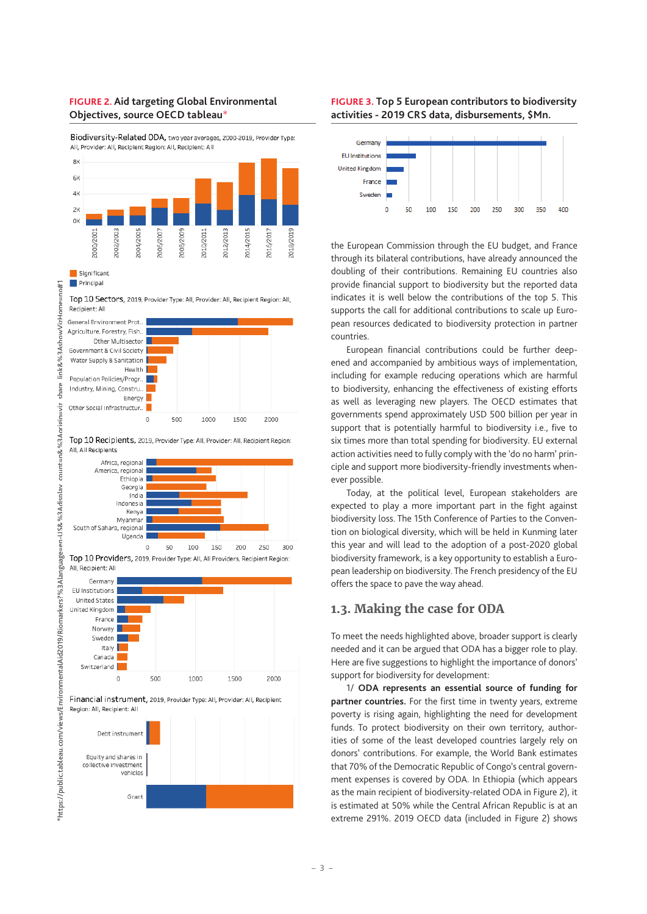**FIGURE 2.** Aid targeting Global Environmental Objectives, source OECD tableau*

Biodiversity-Related ODA, two year averages, 2000-2019, Provider Type: All, Provider: All, Recipient Region: All, Recipient: All

Significant
Principal

Top 10 Sectors, 2019, Provider Type: All, Provider: All, Recipient Region: All, Recipient: All

Top 10 Recipients, 2019, Provider Type: All, Provider: All, Recipient Region: All, All Recipients

Top 10 Providers, 2019, Provider Type: All, All Providers, Recipient Region: All, Recipient: All

Financial instrument, 2019, Provider Type: All, Provider: All, Recipient Region: All, Recipient: All

*https://public.tableau.com/views/EnvironmentalAid2019/Riomarkers?%3Alanguage=en-US&:%3Adisplay_count=n&%3Aorigin=viz_share_link&%3AshowVizHome=no#1

**FIGURE 3.** Top 5 European contributors to biodiversity activities - 2019 CRS data, disbursements, $Mn.

the European Commission through the EU budget, and France through its bilateral contributions, have already announced the doubling of their contributions. Remaining EU countries also provide financial support to biodiversity but the reported data indicates it is well below the contributions of the top 5. This supports the call for additional contributions to scale up European resources dedicated to biodiversity protection in partner countries.

European financial contributions could be further deepened and accompanied by ambitious ways of implementation, including for example reducing operations which are harmful to biodiversity, enhancing the effectiveness of existing efforts as well as leveraging new players. The OECD estimates that governments spend approximately USD 500 billion per year in support that is potentially harmful to biodiversity i.e., five to six times more than total spending for biodiversity. EU external action activities need to fully comply with the 'do no harm' principle and support more biodiversity-friendly investments whenever possible.

Today, at the political level, European stakeholders are expected to play a more important part in the fight against biodiversity loss. The 15th Conference of Parties to the Convention on biological diversity, which will be held in Kunming later this year and will lead to the adoption of a post-2020 global biodiversity framework, is a key opportunity to establish a European leadership on biodiversity. The French presidency of the EU offers the space to pave the way ahead.

## 1.3. Making the case for ODA

To meet the needs highlighted above, broader support is clearly needed and it can be argued that ODA has a bigger role to play. Here are five suggestions to highlight the importance of donors' support for biodiversity for development:

1/ **ODA represents an essential source of funding for partner countries.** For the first time in twenty years, extreme poverty is rising again, highlighting the need for development funds. To protect biodiversity on their own territory, authorities of some of the least developed countries largely rely on donors' contributions. For example, the World Bank estimates that 70% of the Democratic Republic of Congo's central government expenses is covered by ODA. In Ethiopia (which appears as the main recipient of biodiversity-related ODA in Figure 2), it is estimated at 50% while the Central African Republic is at an extreme 291%. 2019 OECD data (included in Figure 2) shows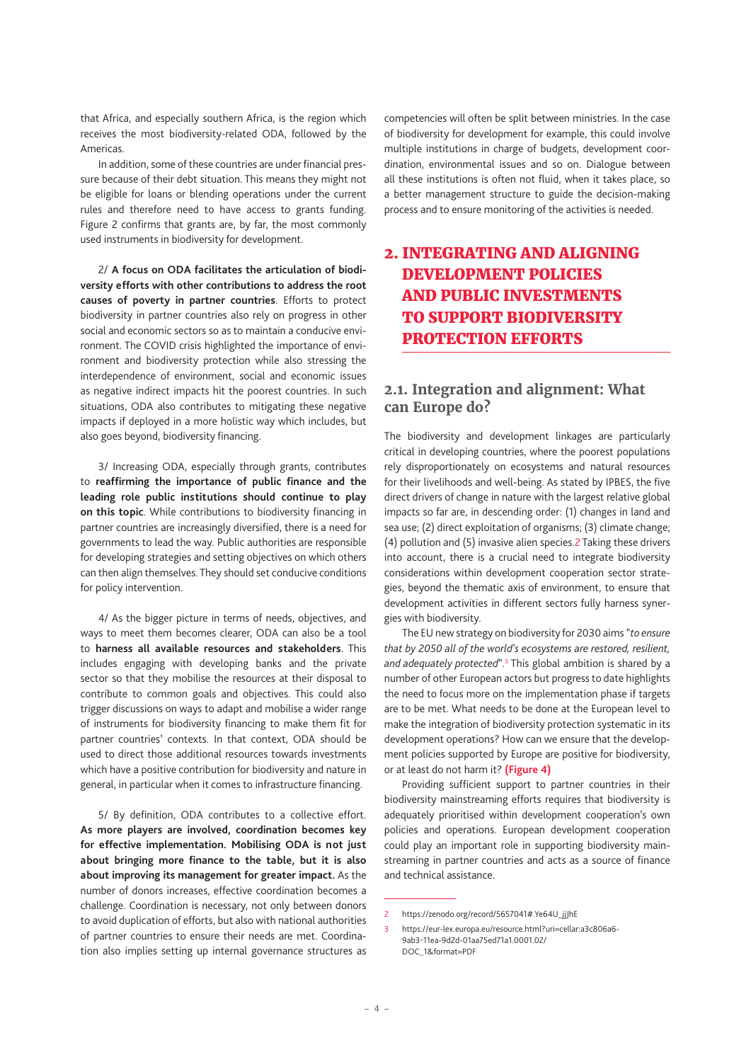that Africa, and especially southern Africa, is the region which receives the most biodiversity-related ODA, followed by the Americas.

In addition, some of these countries are under financial pressure because of their debt situation. This means they might not be eligible for loans or blending operations under the current rules and therefore need to have access to grants funding. Figure 2 confirms that grants are, by far, the most commonly used instruments in biodiversity for development.

2/ **A focus on ODA facilitates the articulation of biodiversity efforts with other contributions to address the root causes of poverty in partner countries**. Efforts to protect biodiversity in partner countries also rely on progress in other social and economic sectors so as to maintain a conducive environment. The COVID crisis highlighted the importance of environment and biodiversity protection while also stressing the interdependence of environment, social and economic issues as negative indirect impacts hit the poorest countries. In such situations, ODA also contributes to mitigating these negative impacts if deployed in a more holistic way which includes, but also goes beyond, biodiversity financing.

3/ Increasing ODA, especially through grants, contributes to **reaffirming the importance of public finance and the leading role public institutions should continue to play on this topic**. While contributions to biodiversity financing in partner countries are increasingly diversified, there is a need for governments to lead the way. Public authorities are responsible for developing strategies and setting objectives on which others can then align themselves. They should set conducive conditions for policy intervention.

4/ As the bigger picture in terms of needs, objectives, and ways to meet them becomes clearer, ODA can also be a tool to **harness all available resources and stakeholders**. This includes engaging with developing banks and the private sector so that they mobilise the resources at their disposal to contribute to common goals and objectives. This could also trigger discussions on ways to adapt and mobilise a wider range of instruments for biodiversity financing to make them fit for partner countries' contexts. In that context, ODA should be used to direct those additional resources towards investments which have a positive contribution for biodiversity and nature in general, in particular when it comes to infrastructure financing.

5/ By definition, ODA contributes to a collective effort. **As more players are involved, coordination becomes key for effective implementation. Mobilising ODA is not just about bringing more finance to the table, but it is also about improving its management for greater impact.** As the number of donors increases, effective coordination becomes a challenge. Coordination is necessary, not only between donors to avoid duplication of efforts, but also with national authorities of partner countries to ensure their needs are met. Coordination also implies setting up internal governance structures as competencies will often be split between ministries. In the case of biodiversity for development for example, this could involve multiple institutions in charge of budgets, development coordination, environmental issues and so on. Dialogue between all these institutions is often not fluid, when it takes place, so a better management structure to guide the decision-making process and to ensure monitoring of the activities is needed.

# 2. INTEGRATING AND ALIGNING DEVELOPMENT POLICIES AND PUBLIC INVESTMENTS TO SUPPORT BIODIVERSITY PROTECTION EFFORTS

## 2.1. Integration and alignment: What can Europe do?

The biodiversity and development linkages are particularly critical in developing countries, where the poorest populations rely disproportionately on ecosystems and natural resources for their livelihoods and well-being. As stated by IPBES, the five direct drivers of change in nature with the largest relative global impacts so far are, in descending order: (1) changes in land and sea use; (2) direct exploitation of organisms; (3) climate change; (4) pollution and (5) invasive alien species.[2] Taking these drivers into account, there is a crucial need to integrate biodiversity considerations within development cooperation sector strategies, beyond the thematic axis of environment, to ensure that development activities in different sectors fully harness synergies with biodiversity.

The EU new strategy on biodiversity for 2030 aims "*to ensure that by 2050 all of the world's ecosystems are restored, resilient, and adequately protected*".[3] This global ambition is shared by a number of other European actors but progress to date highlights the need to focus more on the implementation phase if targets are to be met. What needs to be done at the European level to make the integration of biodiversity protection systematic in its development operations? How can we ensure that the development policies supported by Europe are positive for biodiversity, or at least do not harm it? **(Figure 4)**

Providing sufficient support to partner countries in their biodiversity mainstreaming efforts requires that biodiversity is adequately prioritised within development cooperation's own policies and operations. European development cooperation could play an important role in supporting biodiversity mainstreaming in partner countries and acts as a source of finance and technical assistance.

---

2 https://zenodo.org/record/5657041#.Ye64U_jjJhE

3 https://eur-lex.europa.eu/resource.html?uri=cellar:a3c806a6-9ab3-11ea-9d2d-01aa75ed71a1.0001.02/DOC_1&format=PDF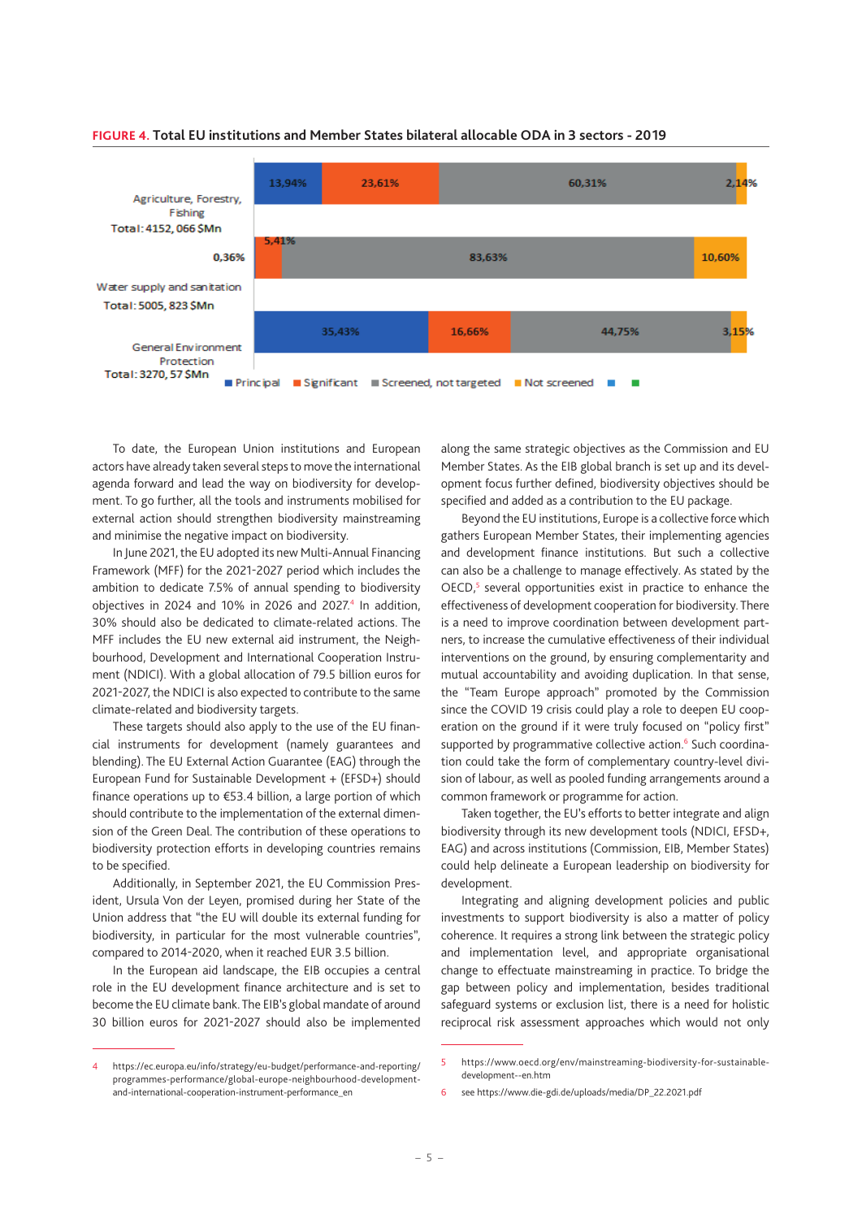**FIGURE 4.** **Total EU institutions and Member States bilateral allocable ODA in 3 sectors - 2019**

| Sector | Principal | Significant | Screened, not targeted | Not screened |
|---|---|---|---|---|
| Agriculture, Forestry, Fishing (Total: 4152, 066 $Mn) | 13,94% | 23,61% | 60,31% | 2,14% |
| Water supply and sanitation (Total: 5005, 823 $Mn) | 0,36% | 5,41% | 83,63% | 10,60% |
| General Environment Protection (Total: 3270, 57 $Mn) | 35,43% | 16,66% | 44,75% | 3,15% |

To date, the European Union institutions and European actors have already taken several steps to move the international agenda forward and lead the way on biodiversity for development. To go further, all the tools and instruments mobilised for external action should strengthen biodiversity mainstreaming and minimise the negative impact on biodiversity.

In June 2021, the EU adopted its new Multi-Annual Financing Framework (MFF) for the 2021-2027 period which includes the ambition to dedicate 7.5% of annual spending to biodiversity objectives in 2024 and 10% in 2026 and 2027.[4] In addition, 30% should also be dedicated to climate-related actions. The MFF includes the EU new external aid instrument, the Neighbourhood, Development and International Cooperation Instrument (NDICI). With a global allocation of 79.5 billion euros for 2021-2027, the NDICI is also expected to contribute to the same climate-related and biodiversity targets.

These targets should also apply to the use of the EU financial instruments for development (namely guarantees and blending). The EU External Action Guarantee (EAG) through the European Fund for Sustainable Development + (EFSD+) should finance operations up to €53.4 billion, a large portion of which should contribute to the implementation of the external dimension of the Green Deal. The contribution of these operations to biodiversity protection efforts in developing countries remains to be specified.

Additionally, in September 2021, the EU Commission President, Ursula Von der Leyen, promised during her State of the Union address that "the EU will double its external funding for biodiversity, in particular for the most vulnerable countries", compared to 2014-2020, when it reached EUR 3.5 billion.

In the European aid landscape, the EIB occupies a central role in the EU development finance architecture and is set to become the EU climate bank. The EIB's global mandate of around 30 billion euros for 2021-2027 should also be implemented along the same strategic objectives as the Commission and EU Member States. As the EIB global branch is set up and its development focus further defined, biodiversity objectives should be specified and added as a contribution to the EU package.

Beyond the EU institutions, Europe is a collective force which gathers European Member States, their implementing agencies and development finance institutions. But such a collective can also be a challenge to manage effectively. As stated by the OECD,[5] several opportunities exist in practice to enhance the effectiveness of development cooperation for biodiversity. There is a need to improve coordination between development partners, to increase the cumulative effectiveness of their individual interventions on the ground, by ensuring complementarity and mutual accountability and avoiding duplication. In that sense, the "Team Europe approach" promoted by the Commission since the COVID 19 crisis could play a role to deepen EU cooperation on the ground if it were truly focused on "policy first" supported by programmative collective action.[6] Such coordination could take the form of complementary country-level division of labour, as well as pooled funding arrangements around a common framework or programme for action.

Taken together, the EU's efforts to better integrate and align biodiversity through its new development tools (NDICI, EFSD+, EAG) and across institutions (Commission, EIB, Member States) could help delineate a European leadership on biodiversity for development.

Integrating and aligning development policies and public investments to support biodiversity is also a matter of policy coherence. It requires a strong link between the strategic policy and implementation level, and appropriate organisational change to effectuate mainstreaming in practice. To bridge the gap between policy and implementation, besides traditional safeguard systems or exclusion list, there is a need for holistic reciprocal risk assessment approaches which would not only

---

4 https://ec.europa.eu/info/strategy/eu-budget/performance-and-reporting/programmes-performance/global-europe-neighbourhood-development-and-international-cooperation-instrument-performance_en

5 https://www.oecd.org/env/mainstreaming-biodiversity-for-sustainable-development--en.htm

6 see https://www.die-gdi.de/uploads/media/DP_22.2021.pdf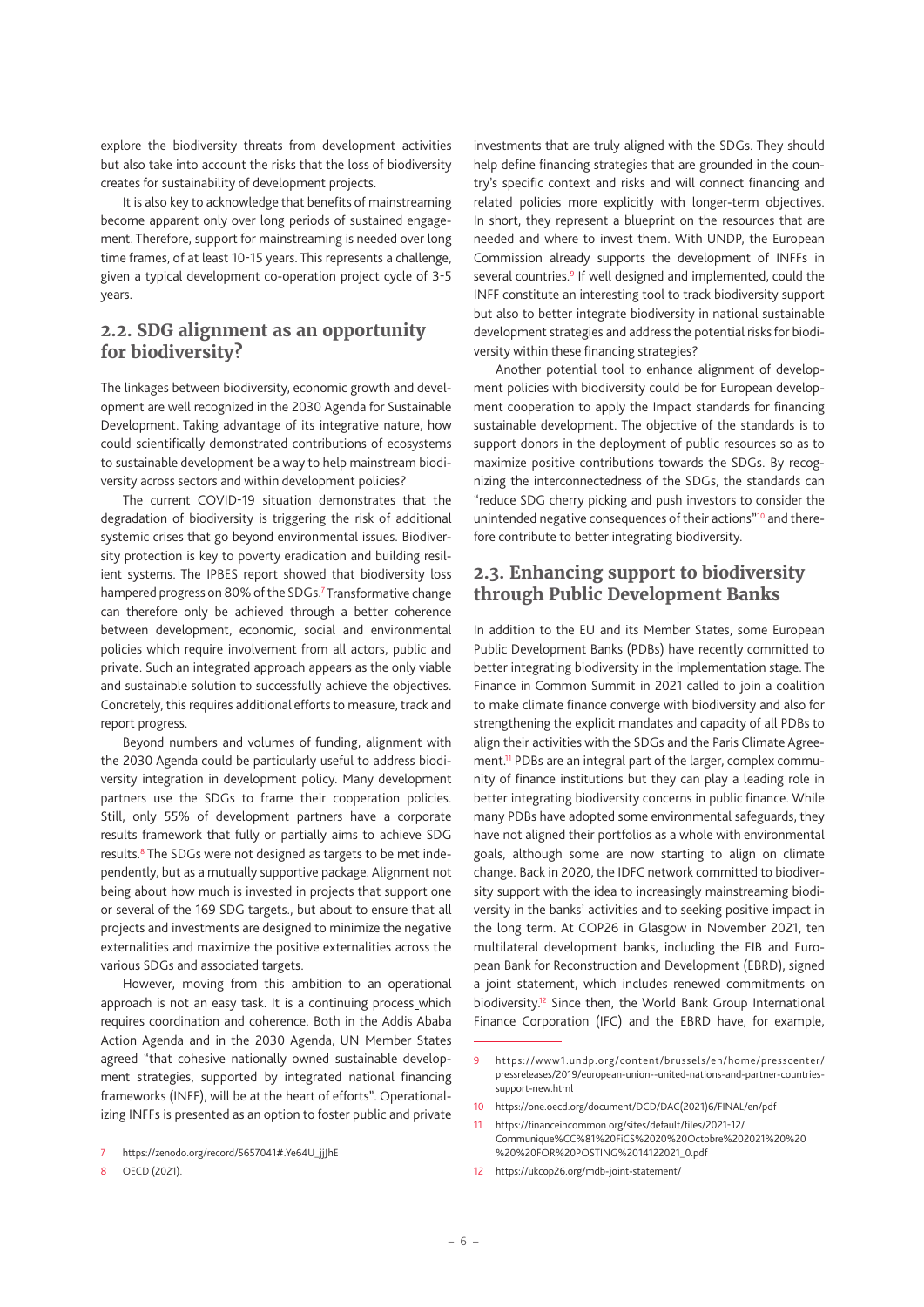explore the biodiversity threats from development activities but also take into account the risks that the loss of biodiversity creates for sustainability of development projects.

It is also key to acknowledge that benefits of mainstreaming become apparent only over long periods of sustained engagement. Therefore, support for mainstreaming is needed over long time frames, of at least 10-15 years. This represents a challenge, given a typical development co-operation project cycle of 3-5 years.

## 2.2. SDG alignment as an opportunity for biodiversity?

The linkages between biodiversity, economic growth and development are well recognized in the 2030 Agenda for Sustainable Development. Taking advantage of its integrative nature, how could scientifically demonstrated contributions of ecosystems to sustainable development be a way to help mainstream biodiversity across sectors and within development policies?

The current COVID-19 situation demonstrates that the degradation of biodiversity is triggering the risk of additional systemic crises that go beyond environmental issues. Biodiversity protection is key to poverty eradication and building resilient systems. The IPBES report showed that biodiversity loss hampered progress on 80% of the SDGs.[7] Transformative change can therefore only be achieved through a better coherence between development, economic, social and environmental policies which require involvement from all actors, public and private. Such an integrated approach appears as the only viable and sustainable solution to successfully achieve the objectives. Concretely, this requires additional efforts to measure, track and report progress.

Beyond numbers and volumes of funding, alignment with the 2030 Agenda could be particularly useful to address biodiversity integration in development policy. Many development partners use the SDGs to frame their cooperation policies. Still, only 55% of development partners have a corporate results framework that fully or partially aims to achieve SDG results.[8] The SDGs were not designed as targets to be met independently, but as a mutually supportive package. Alignment not being about how much is invested in projects that support one or several of the 169 SDG targets., but about to ensure that all projects and investments are designed to minimize the negative externalities and maximize the positive externalities across the various SDGs and associated targets.

However, moving from this ambition to an operational approach is not an easy task. It is a continuing process_which requires coordination and coherence. Both in the Addis Ababa Action Agenda and in the 2030 Agenda, UN Member States agreed "that cohesive nationally owned sustainable development strategies, supported by integrated national financing frameworks (INFF), will be at the heart of efforts". Operationalizing INFFs is presented as an option to foster public and private investments that are truly aligned with the SDGs. They should help define financing strategies that are grounded in the country's specific context and risks and will connect financing and related policies more explicitly with longer-term objectives. In short, they represent a blueprint on the resources that are needed and where to invest them. With UNDP, the European Commission already supports the development of INFFs in several countries.[9] If well designed and implemented, could the INFF constitute an interesting tool to track biodiversity support but also to better integrate biodiversity in national sustainable development strategies and address the potential risks for biodiversity within these financing strategies?

Another potential tool to enhance alignment of development policies with biodiversity could be for European development cooperation to apply the Impact standards for financing sustainable development. The objective of the standards is to support donors in the deployment of public resources so as to maximize positive contributions towards the SDGs. By recognizing the interconnectedness of the SDGs, the standards can "reduce SDG cherry picking and push investors to consider the unintended negative consequences of their actions"[10] and therefore contribute to better integrating biodiversity.

## 2.3. Enhancing support to biodiversity through Public Development Banks

In addition to the EU and its Member States, some European Public Development Banks (PDBs) have recently committed to better integrating biodiversity in the implementation stage. The Finance in Common Summit in 2021 called to join a coalition to make climate finance converge with biodiversity and also for strengthening the explicit mandates and capacity of all PDBs to align their activities with the SDGs and the Paris Climate Agreement.[11] PDBs are an integral part of the larger, complex community of finance institutions but they can play a leading role in better integrating biodiversity concerns in public finance. While many PDBs have adopted some environmental safeguards, they have not aligned their portfolios as a whole with environmental goals, although some are now starting to align on climate change. Back in 2020, the IDFC network committed to biodiversity support with the idea to increasingly mainstreaming biodiversity in the banks' activities and to seeking positive impact in the long term. At COP26 in Glasgow in November 2021, ten multilateral development banks, including the EIB and European Bank for Reconstruction and Development (EBRD), signed a joint statement, which includes renewed commitments on biodiversity.[12] Since then, the World Bank Group International Finance Corporation (IFC) and the EBRD have, for example,

---

7 https://zenodo.org/record/5657041#.Ye64U_jjJhE

8 OECD (2021).

9 https://www1.undp.org/content/brussels/en/home/presscenter/pressreleases/2019/european-union--united-nations-and-partner-countries-support-new.html

10 https://one.oecd.org/document/DCD/DAC(2021)6/FINAL/en/pdf

11 https://financeincommon.org/sites/default/files/2021-12/Communique%CC%81%20FiCS%2020%20Octobre%202021%20%20%20%20FOR%20POSTING%2014122021_0.pdf

12 https://ukcop26.org/mdb-joint-statement/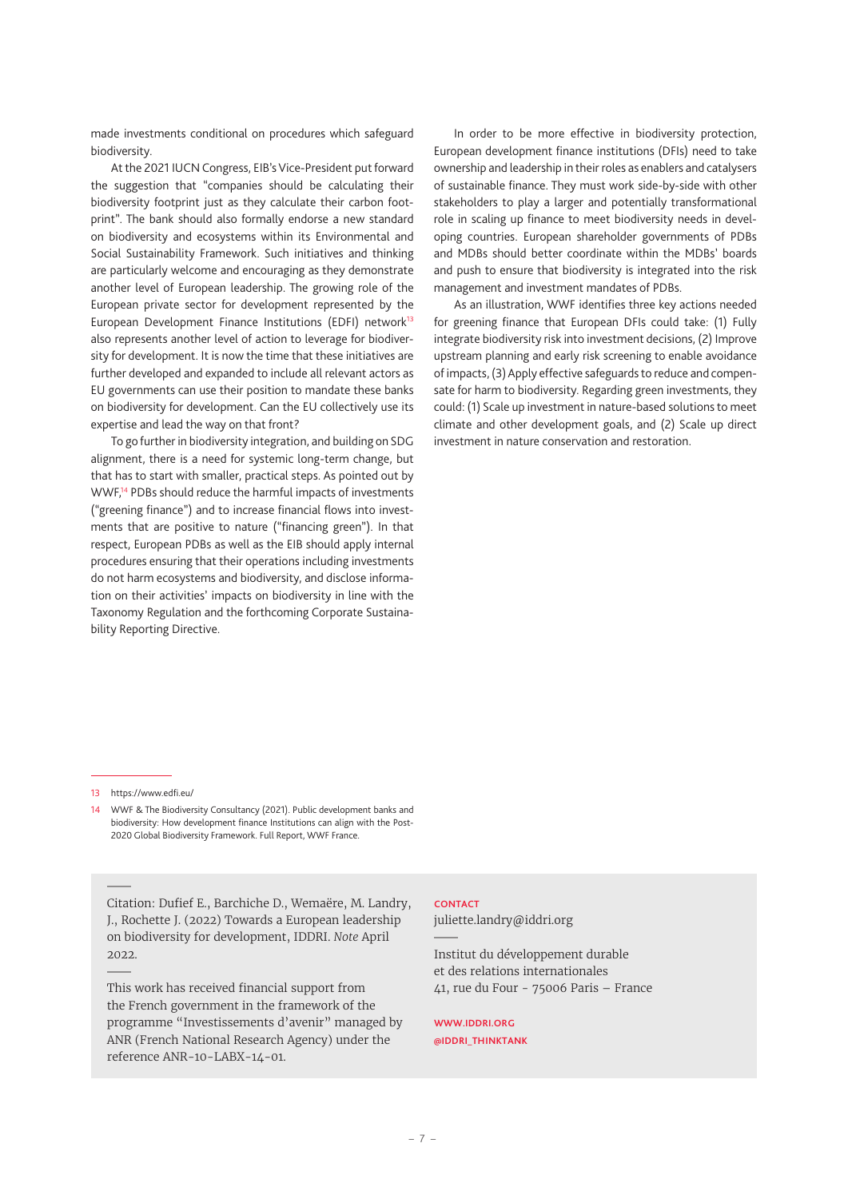made investments conditional on procedures which safeguard biodiversity.

At the 2021 IUCN Congress, EIB's Vice-President put forward the suggestion that "companies should be calculating their biodiversity footprint just as they calculate their carbon footprint". The bank should also formally endorse a new standard on biodiversity and ecosystems within its Environmental and Social Sustainability Framework. Such initiatives and thinking are particularly welcome and encouraging as they demonstrate another level of European leadership. The growing role of the European private sector for development represented by the European Development Finance Institutions (EDFI) network[13] also represents another level of action to leverage for biodiversity for development. It is now the time that these initiatives are further developed and expanded to include all relevant actors as EU governments can use their position to mandate these banks on biodiversity for development. Can the EU collectively use its expertise and lead the way on that front?

To go further in biodiversity integration, and building on SDG alignment, there is a need for systemic long-term change, but that has to start with smaller, practical steps. As pointed out by WWF,[14] PDBs should reduce the harmful impacts of investments ("greening finance") and to increase financial flows into investments that are positive to nature ("financing green"). In that respect, European PDBs as well as the EIB should apply internal procedures ensuring that their operations including investments do not harm ecosystems and biodiversity, and disclose information on their activities' impacts on biodiversity in line with the Taxonomy Regulation and the forthcoming Corporate Sustainability Reporting Directive.

In order to be more effective in biodiversity protection, European development finance institutions (DFIs) need to take ownership and leadership in their roles as enablers and catalysers of sustainable finance. They must work side-by-side with other stakeholders to play a larger and potentially transformational role in scaling up finance to meet biodiversity needs in developing countries. European shareholder governments of PDBs and MDBs should better coordinate within the MDBs' boards and push to ensure that biodiversity is integrated into the risk management and investment mandates of PDBs.

As an illustration, WWF identifies three key actions needed for greening finance that European DFIs could take: (1) Fully integrate biodiversity risk into investment decisions, (2) Improve upstream planning and early risk screening to enable avoidance of impacts, (3) Apply effective safeguards to reduce and compensate for harm to biodiversity. Regarding green investments, they could: (1) Scale up investment in nature-based solutions to meet climate and other development goals, and (2) Scale up direct investment in nature conservation and restoration.

---

13 https://www.edfi.eu/

14 WWF & The Biodiversity Consultancy (2021). Public development banks and biodiversity: How development finance Institutions can align with the Post-2020 Global Biodiversity Framework. Full Report, WWF France.

---

Citation: Dufief E., Barchiche D., Wemaëre, M. Landry, J., Rochette J. (2022) Towards a European leadership on biodiversity for development, IDDRI. *Note* April 2022.

This work has received financial support from the French government in the framework of the programme "Investissements d'avenir" managed by ANR (French National Research Agency) under the reference ANR-10-LABX-14-01.

**CONTACT**
juliette.landry@iddri.org

Institut du développement durable
et des relations internationales
41, rue du Four - 75006 Paris – France

**WWW.IDDRI.ORG**
**@IDDRI_THINKTANK**